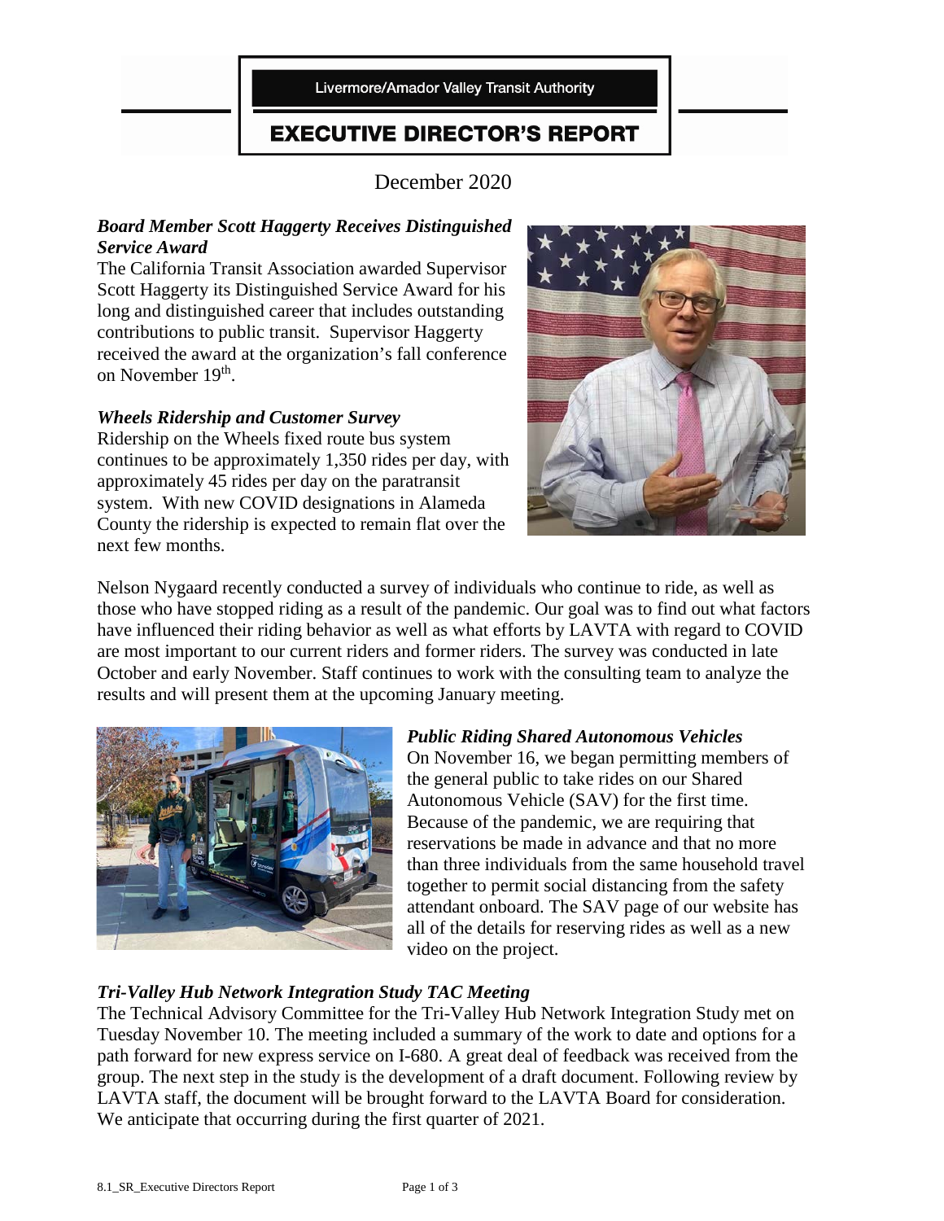Livermore/Amador Valley Transit Authority

# EXECUTIVE DIRECTOR'S REPORT

December 2020

### *Board Member Scott Haggerty Receives Distinguished Service Award*

The California Transit Association awarded Supervisor Scott Haggerty its Distinguished Service Award for his long and distinguished career that includes outstanding contributions to public transit. Supervisor Haggerty received the award at the organization's fall conference on November 19th.

### *Wheels Ridership and Customer Survey*

Ridership on the Wheels fixed route bus system continues to be approximately 1,350 rides per day, with approximately 45 rides per day on the paratransit system. With new COVID designations in Alameda County the ridership is expected to remain flat over the next few months.

Nelson Nygaard recently conducted a survey of individuals who continue to ride, as well as those who have stopped riding as a result of the pandemic. Our goal was to find out what factors have influenced their riding behavior as well as what efforts by LAVTA with regard to COVID are most important to our current riders and former riders. The survey was conducted in late October and early November. Staff continues to work with the consulting team to analyze the results and will present them at the upcoming January meeting.

### *Public Riding Shared Autonomous Vehicles*

On November 16, we began permitting members of the general public to take rides on our Shared Autonomous Vehicle (SAV) for the first time. Because of the pandemic, we are requiring that reservations be made in advance and that no more than three individuals from the same household travel together to permit social distancing from the safety attendant onboard. The SAV page of our website has all of the details for reserving rides as well as a new video on the project.

### *Tri-Valley Hub Network Integration Study TAC Meeting*

The Technical Advisory Committee for the Tri-Valley Hub Network Integration Study met on Tuesday November 10. The meeting included a summary of the work to date and options for a path forward for new express service on I-680. A great deal of feedback was received from the group. The next step in the study is the development of a draft document. Following review by LAVTA staff, the document will be brought forward to the LAVTA Board for consideration. We anticipate that occurring during the first quarter of 2021.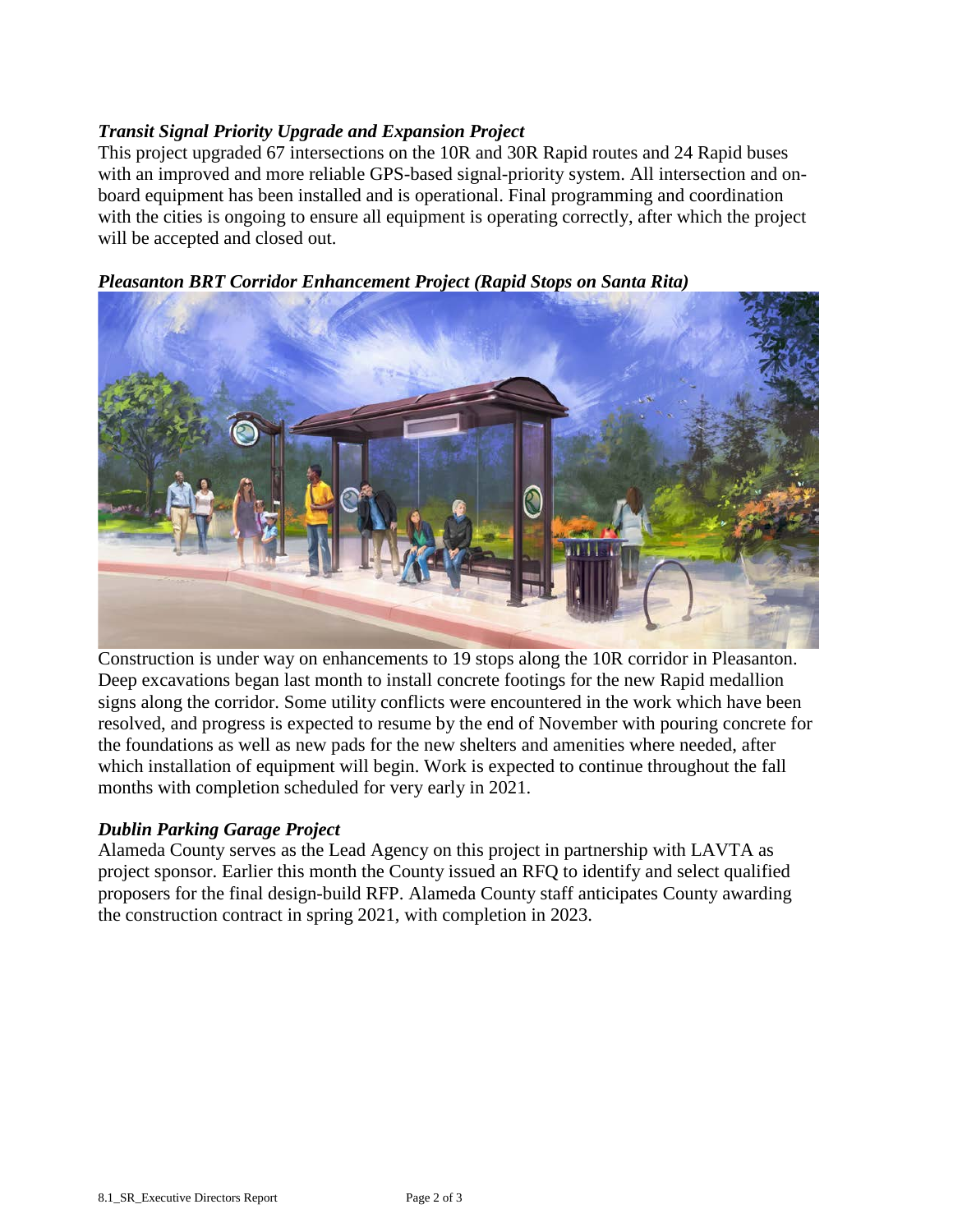### *Transit Signal Priority Upgrade and Expansion Project*

This project upgraded 67 intersections on the 10R and 30R Rapid routes and 24 Rapid buses with an improved and more reliable GPS-based signal-priority system. All intersection and on-board equipment has been installed and is operational. Final programming and coordination with the cities is ongoing to ensure all equipment is operating correctly, after which the project will be accepted and closed out.

### *Pleasanton BRT Corridor Enhancement Project (Rapid Stops on Santa Rita)*

Construction is under way on enhancements to 19 stops along the 10R corridor in Pleasanton. Deep excavations began last month to install concrete footings for the new Rapid medallion signs along the corridor. Some utility conflicts were encountered in the work which have been resolved, and progress is expected to resume by the end of November with pouring concrete for the foundations as well as new pads for the new shelters and amenities where needed, after which installation of equipment will begin. Work is expected to continue throughout the fall months with completion scheduled for very early in 2021.

### *Dublin Parking Garage Project*

Alameda County serves as the Lead Agency on this project in partnership with LAVTA as project sponsor. Earlier this month the County issued an RFQ to identify and select qualified proposers for the final design-build RFP. Alameda County staff anticipates County awarding the construction contract in spring 2021, with completion in 2023.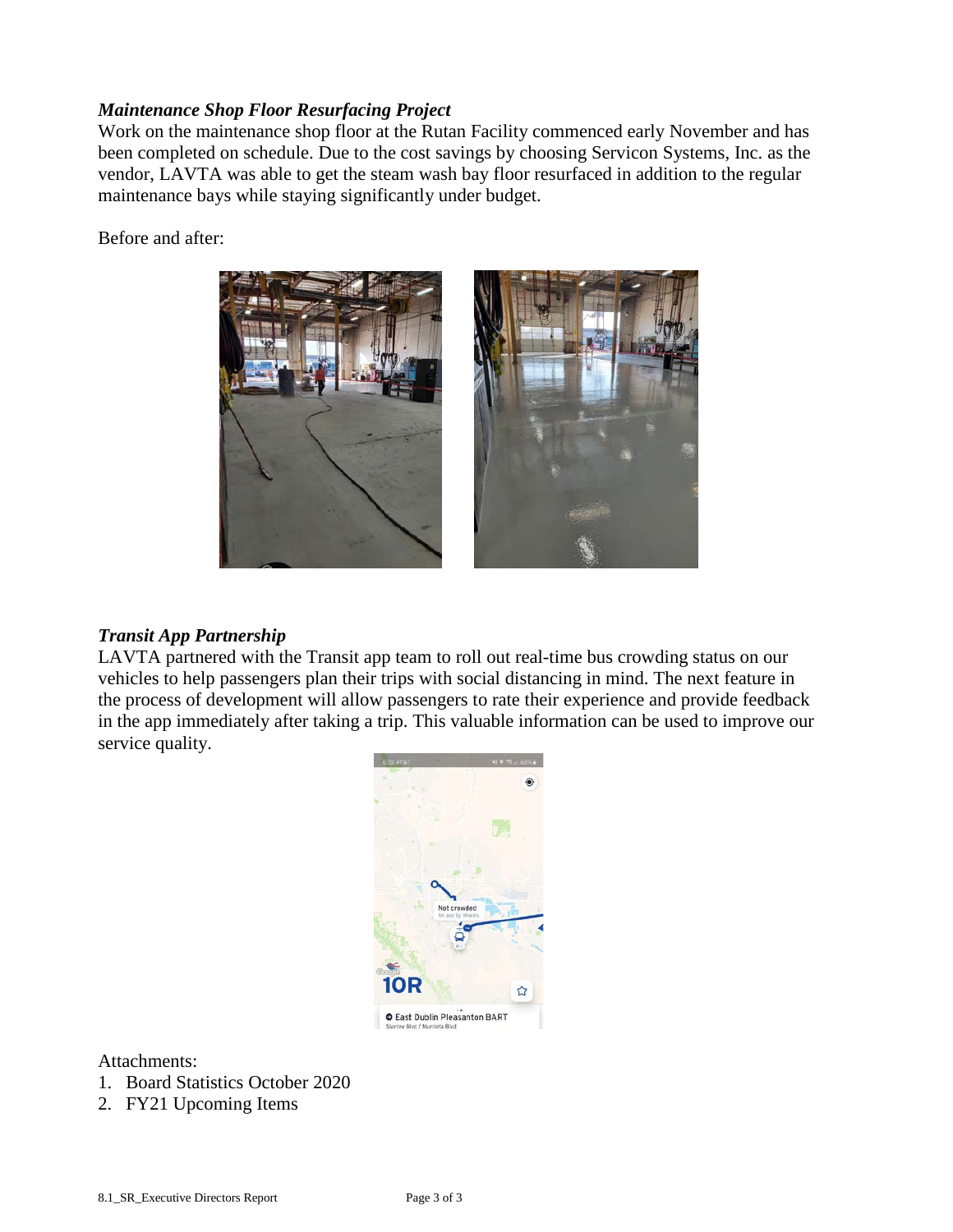### *Maintenance Shop Floor Resurfacing Project*

Work on the maintenance shop floor at the Rutan Facility commenced early November and has been completed on schedule. Due to the cost savings by choosing Servicon Systems, Inc. as the vendor, LAVTA was able to get the steam wash bay floor resurfaced in addition to the regular maintenance bays while staying significantly under budget.

Before and after:

### *Transit App Partnership*

LAVTA partnered with the Transit app team to roll out real-time bus crowding status on our vehicles to help passengers plan their trips with social distancing in mind. The next feature in the process of development will allow passengers to rate their experience and provide feedback in the app immediately after taking a trip. This valuable information can be used to improve our service quality.

Attachments:

1. Board Statistics October 2020
2. FY21 Upcoming Items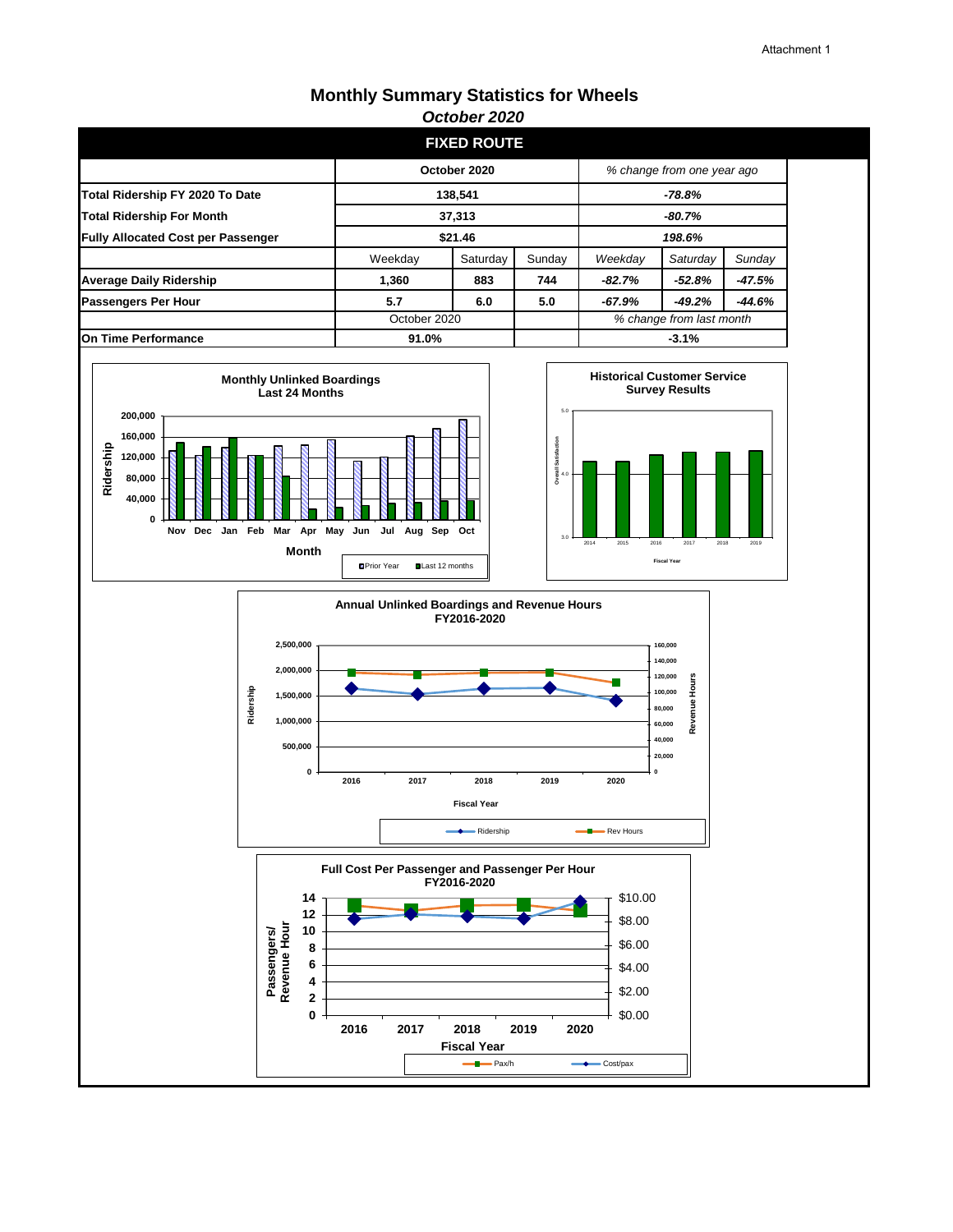# Monthly Summary Statistics for Wheels

***October 2020***

## FIXED ROUTE

| | October 2020 | | | *% change from one year ago* | | |
|---|---|---|---|---|---|---|
| **Total Ridership FY 2020 To Date** | **138,541** | | | ***-78.8%*** | | |
| **Total Ridership For Month** | **37,313** | | | ***-80.7%*** | | |
| **Fully Allocated Cost per Passenger** | **$21.46** | | | ***198.6%*** | | |
| | Weekday | Saturday | Sunday | *Weekday* | *Saturday* | *Sunday* |
| **Average Daily Ridership** | **1,360** | **883** | **744** | ***-82.7%*** | ***-52.8%*** | ***-47.5%*** |
| **Passengers Per Hour** | **5.7** | **6.0** | **5.0** | ***-67.9%*** | ***-49.2%*** | ***-44.6%*** |
| | October 2020 | | | *% change from last month* | | |
| **On Time Performance** | **91.0%** | | | ***-3.1%*** | | |

**Monthly Unlinked Boardings Last 24 Months**

Ridership (0 – 200,000); Month: Nov, Dec, Jan, Feb, Mar, Apr, May, Jun, Jul, Aug, Sep, Oct

Prior Year / Last 12 months

**Historical Customer Service Survey Results**

Overall Satisfaction (3.0 – 5.0); Fiscal Year: 2014, 2015, 2016, 2017, 2018, 2019

**Annual Unlinked Boardings and Revenue Hours FY2016-2020**

Ridership (0 – 2,500,000); Revenue Hours (0 – 160,000); Fiscal Year: 2016, 2017, 2018, 2019, 2020

Ridership / Rev Hours

**Full Cost Per Passenger and Passenger Per Hour FY2016-2020**

Passengers/ Revenue Hour (0 – 14); $0.00 – $10.00; Fiscal Year: 2016, 2017, 2018, 2019, 2020

Pax/h / Cost/pax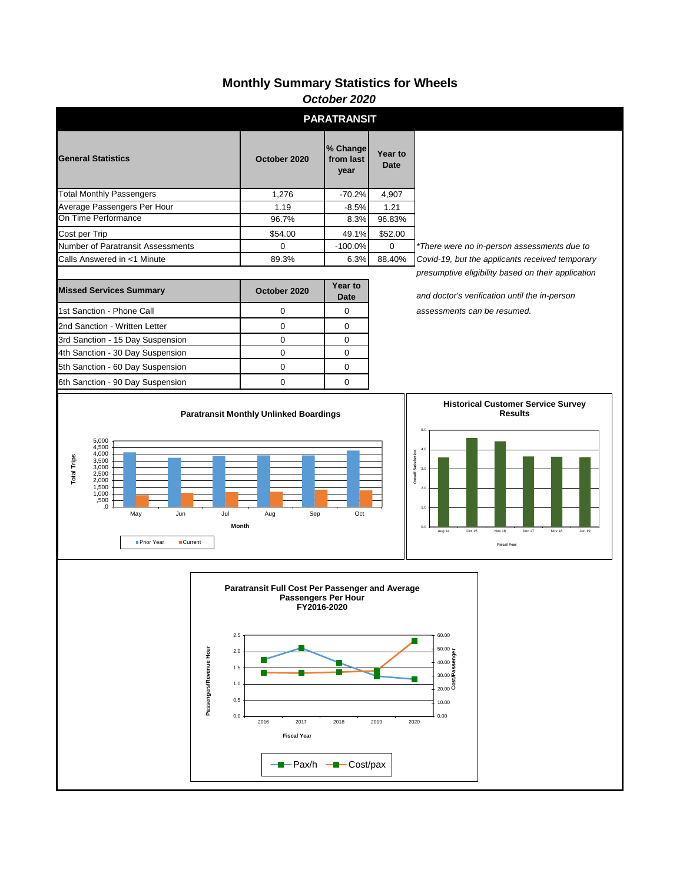# Monthly Summary Statistics for Wheels

*October 2020*

## PARATRANSIT

| General Statistics | October 2020 | % Change from last year | Year to Date |
|---|---|---|---|
| Total Monthly Passengers | 1,276 | -70.2% | 4,907 |
| Average Passengers Per Hour | 1.19 | -8.5% | 1.21 |
| On Time Performance | 96.7% | 8.3% | 96.83% |
| Cost per Trip | $54.00 | 49.1% | $52.00 |
| Number of Paratransit Assessments | 0 | -100.0% | 0 |
| Calls Answered in <1 Minute | 89.3% | 6.3% | 88.40% |

*\*There were no in-person assessments due to Covid-19, but the applicants received temporary presumptive eligibility based on their application and doctor's verification until the in-person assessments can be resumed.*

| Missed Services Summary | October 2020 | Year to Date |
|---|---|---|
| 1st Sanction - Phone Call | 0 | 0 |
| 2nd Sanction - Written Letter | 0 | 0 |
| 3rd Sanction - 15 Day Suspension | 0 | 0 |
| 4th Sanction - 30 Day Suspension | 0 | 0 |
| 5th Sanction - 60 Day Suspension | 0 | 0 |
| 6th Sanction - 90 Day Suspension | 0 | 0 |

**Paratransit Monthly Unlinked Boardings**

**Historical Customer Service Survey Results**

**Paratransit Full Cost Per Passenger and Average Passengers Per Hour FY2016-2020**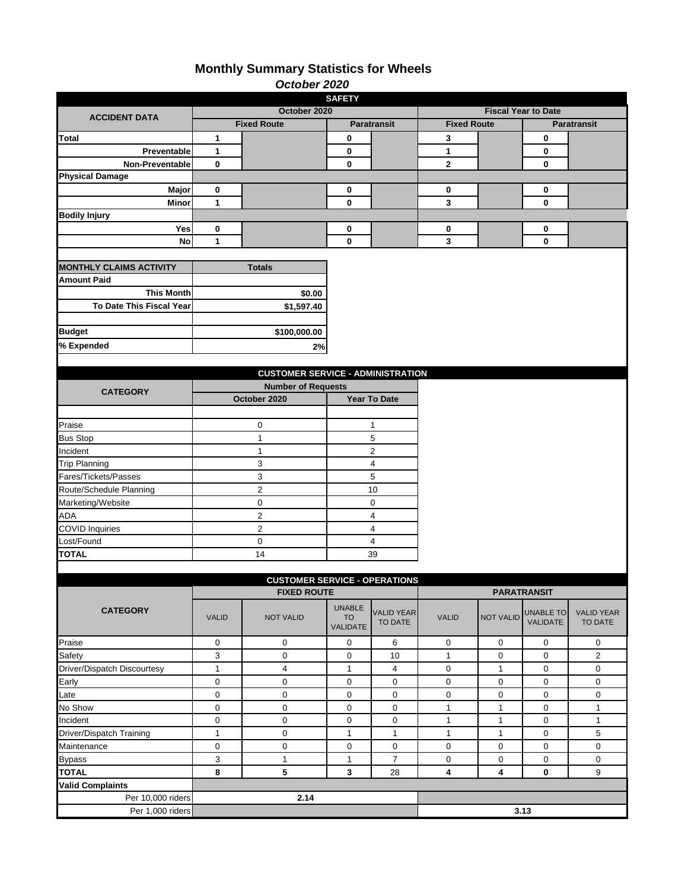# Monthly Summary Statistics for Wheels

*October 2020*

## SAFETY

| ACCIDENT DATA | October 2020 | | | | Fiscal Year to Date | | | |
|---|---|---|---|---|---|---|---|---|
| | Fixed Route | | Paratransit | | Fixed Route | | Paratransit | |
| **Total** | 1 | | 0 | | 3 | | 0 | |
| **Preventable** | 1 | | 0 | | 1 | | 0 | |
| **Non-Preventable** | 0 | | 0 | | 2 | | 0 | |
| **Physical Damage** | | | | | | | | |
| **Major** | 0 | | 0 | | 0 | | 0 | |
| **Minor** | 1 | | 0 | | 3 | | 0 | |
| **Bodily Injury** | | | | | | | | |
| **Yes** | 0 | | 0 | | 0 | | 0 | |
| **No** | 1 | | 0 | | 3 | | 0 | |

| MONTHLY CLAIMS ACTIVITY | Totals |
|---|---|
| **Amount Paid** | |
| **This Month** | $0.00 |
| **To Date This Fiscal Year** | $1,597.40 |
| | |
| **Budget** | $100,000.00 |
| **% Expended** | 2% |

## CUSTOMER SERVICE - ADMINISTRATION

| CATEGORY | Number of Requests | |
|---|---|---|
| | October 2020 | Year To Date |
| Praise | 0 | 1 |
| Bus Stop | 1 | 5 |
| Incident | 1 | 2 |
| Trip Planning | 3 | 4 |
| Fares/Tickets/Passes | 3 | 5 |
| Route/Schedule Planning | 2 | 10 |
| Marketing/Website | 0 | 0 |
| ADA | 2 | 4 |
| COVID Inquiries | 2 | 4 |
| Lost/Found | 0 | 4 |
| **TOTAL** | 14 | 39 |

## CUSTOMER SERVICE - OPERATIONS

| CATEGORY | FIXED ROUTE | | | | PARATRANSIT | | | |
|---|---|---|---|---|---|---|---|---|
| | VALID | NOT VALID | UNABLE TO VALIDATE | VALID YEAR TO DATE | VALID | NOT VALID | UNABLE TO VALIDATE | VALID YEAR TO DATE |
| Praise | 0 | 0 | 0 | 6 | 0 | 0 | 0 | 0 |
| Safety | 3 | 0 | 0 | 10 | 1 | 0 | 0 | 2 |
| Driver/Dispatch Discourtesy | 1 | 4 | 1 | 4 | 0 | 1 | 0 | 0 |
| Early | 0 | 0 | 0 | 0 | 0 | 0 | 0 | 0 |
| Late | 0 | 0 | 0 | 0 | 0 | 0 | 0 | 0 |
| No Show | 0 | 0 | 0 | 0 | 1 | 1 | 0 | 1 |
| Incident | 0 | 0 | 0 | 0 | 1 | 1 | 0 | 1 |
| Driver/Dispatch Training | 1 | 0 | 1 | 1 | 1 | 1 | 0 | 5 |
| Maintenance | 0 | 0 | 0 | 0 | 0 | 0 | 0 | 0 |
| Bypass | 3 | 1 | 1 | 7 | 0 | 0 | 0 | 0 |
| **TOTAL** | **8** | **5** | **3** | 28 | **4** | **4** | **0** | 9 |
| **Valid Complaints** | | | | | | | | |
| Per 10,000 riders | | **2.14** | | | | | | |
| Per 1,000 riders | | | | | | | **3.13** | |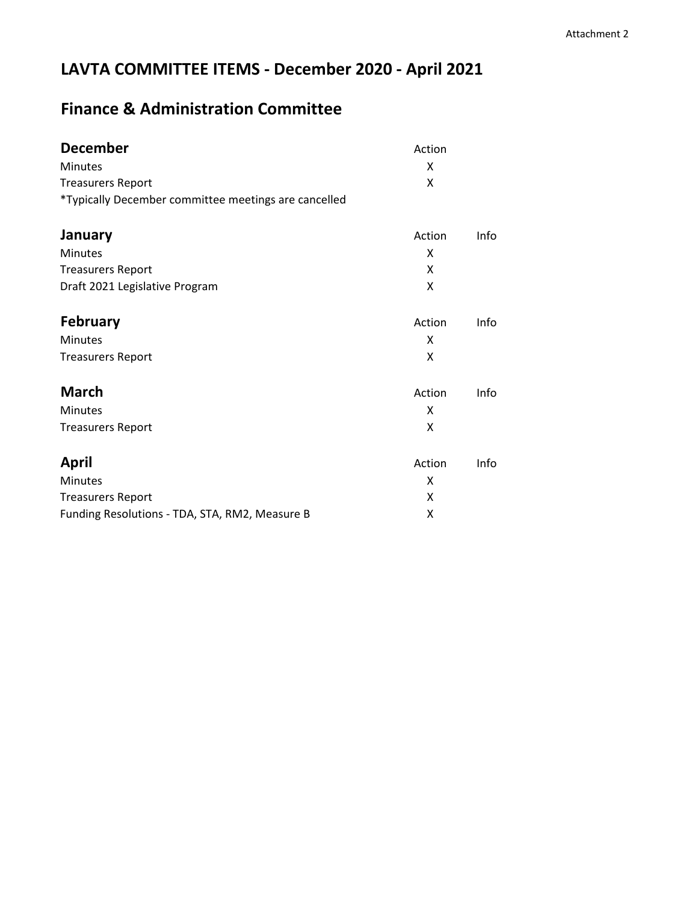Attachment 2

# LAVTA COMMITTEE ITEMS - December 2020 - April 2021

## Finance & Administration Committee

| December | Action | |
|---|---|---|
| Minutes | X | |
| Treasurers Report | X | |
| *Typically December committee meetings are cancelled | | |

| January | Action | Info |
|---|---|---|
| Minutes | X | |
| Treasurers Report | X | |
| Draft 2021 Legislative Program | X | |

| February | Action | Info |
|---|---|---|
| Minutes | X | |
| Treasurers Report | X | |

| March | Action | Info |
|---|---|---|
| Minutes | X | |
| Treasurers Report | X | |

| April | Action | Info |
|---|---|---|
| Minutes | X | |
| Treasurers Report | X | |
| Funding Resolutions - TDA, STA, RM2, Measure B | X | |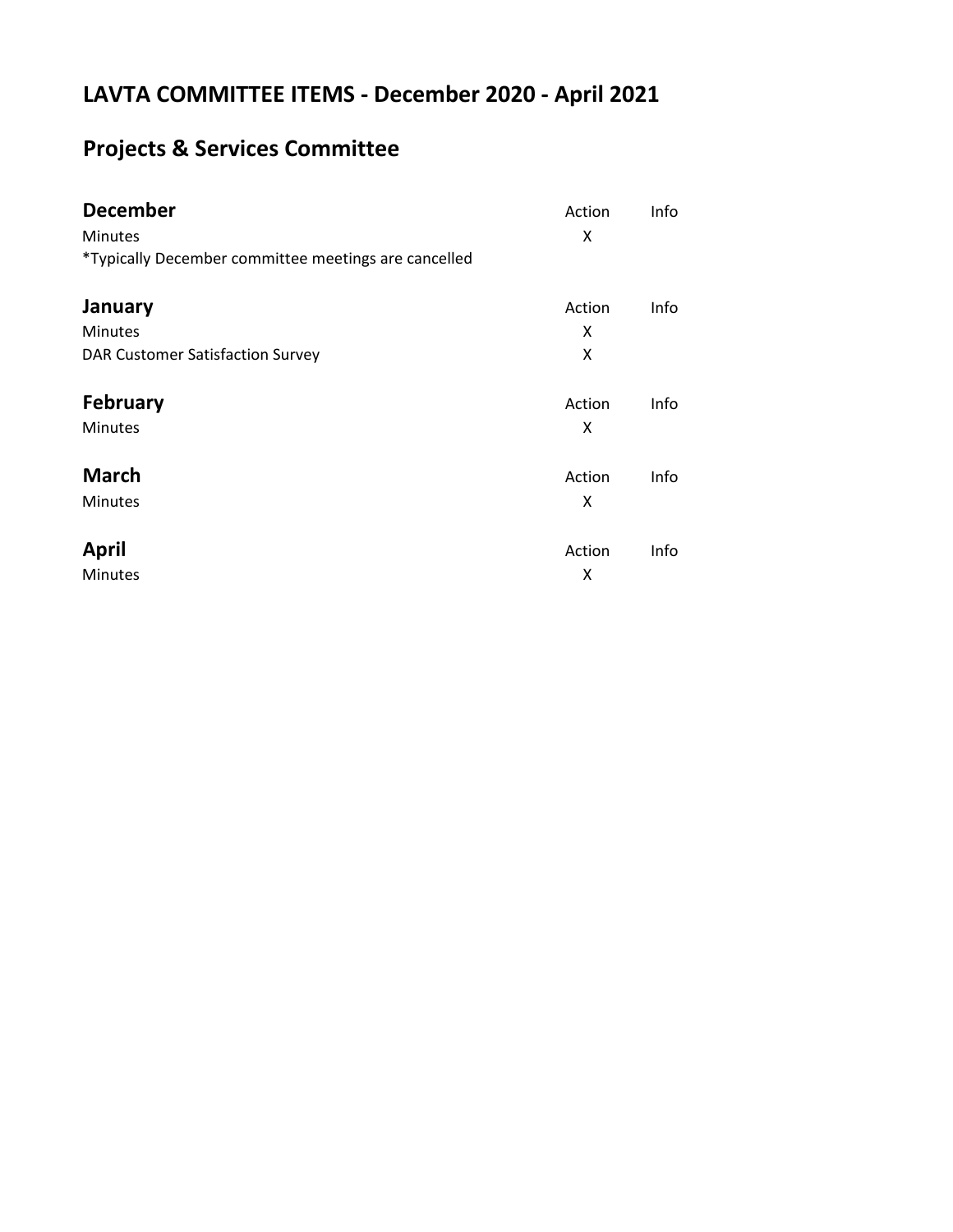# LAVTA COMMITTEE ITEMS - December 2020 - April 2021

## Projects & Services Committee

| **December** | Action | Info |
| --- | --- | --- |
| Minutes | X | |
| *Typically December committee meetings are cancelled | | |

| **January** | Action | Info |
| --- | --- | --- |
| Minutes | X | |
| DAR Customer Satisfaction Survey | X | |

| **February** | Action | Info |
| --- | --- | --- |
| Minutes | X | |

| **March** | Action | Info |
| --- | --- | --- |
| Minutes | X | |

| **April** | Action | Info |
| --- | --- | --- |
| Minutes | X | |